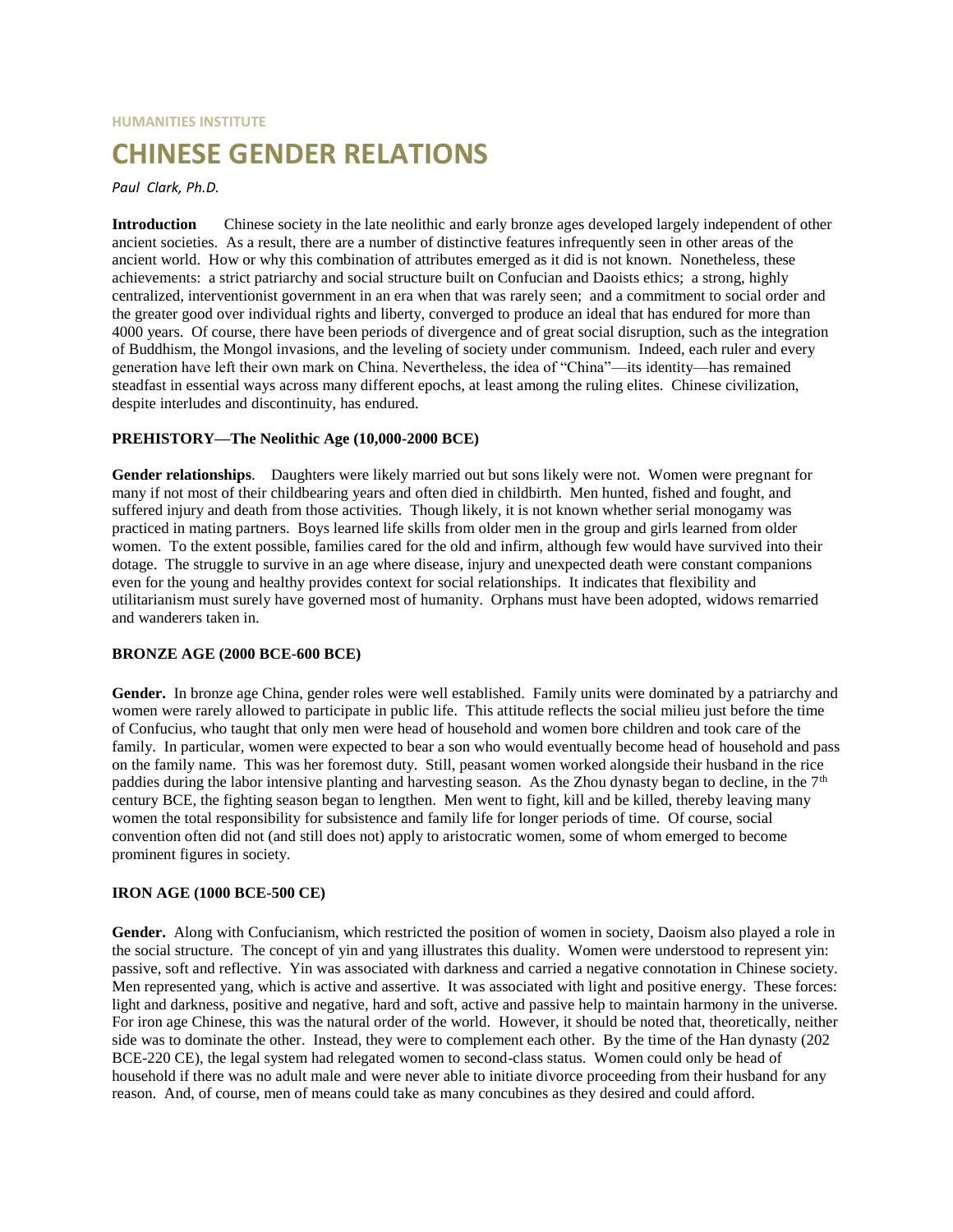HUMANITIES INSTITUTE

# CHINESE GENDER RELATIONS

*Paul Clark, Ph.D.*

**Introduction** Chinese society in the late neolithic and early bronze ages developed largely independent of other ancient societies. As a result, there are a number of distinctive features infrequently seen in other areas of the ancient world. How or why this combination of attributes emerged as it did is not known. Nonetheless, these achievements: a strict patriarchy and social structure built on Confucian and Daoists ethics; a strong, highly centralized, interventionist government in an era when that was rarely seen; and a commitment to social order and the greater good over individual rights and liberty, converged to produce an ideal that has endured for more than 4000 years. Of course, there have been periods of divergence and of great social disruption, such as the integration of Buddhism, the Mongol invasions, and the leveling of society under communism. Indeed, each ruler and every generation have left their own mark on China. Nevertheless, the idea of "China"—its identity—has remained steadfast in essential ways across many different epochs, at least among the ruling elites. Chinese civilization, despite interludes and discontinuity, has endured.

## PREHISTORY—The Neolithic Age (10,000-2000 BCE)

**Gender relationships**. Daughters were likely married out but sons likely were not. Women were pregnant for many if not most of their childbearing years and often died in childbirth. Men hunted, fished and fought, and suffered injury and death from those activities. Though likely, it is not known whether serial monogamy was practiced in mating partners. Boys learned life skills from older men in the group and girls learned from older women. To the extent possible, families cared for the old and infirm, although few would have survived into their dotage. The struggle to survive in an age where disease, injury and unexpected death were constant companions even for the young and healthy provides context for social relationships. It indicates that flexibility and utilitarianism must surely have governed most of humanity. Orphans must have been adopted, widows remarried and wanderers taken in.

## BRONZE AGE (2000 BCE-600 BCE)

**Gender.** In bronze age China, gender roles were well established. Family units were dominated by a patriarchy and women were rarely allowed to participate in public life. This attitude reflects the social milieu just before the time of Confucius, who taught that only men were head of household and women bore children and took care of the family. In particular, women were expected to bear a son who would eventually become head of household and pass on the family name. This was her foremost duty. Still, peasant women worked alongside their husband in the rice paddies during the labor intensive planting and harvesting season. As the Zhou dynasty began to decline, in the 7th century BCE, the fighting season began to lengthen. Men went to fight, kill and be killed, thereby leaving many women the total responsibility for subsistence and family life for longer periods of time. Of course, social convention often did not (and still does not) apply to aristocratic women, some of whom emerged to become prominent figures in society.

## IRON AGE (1000 BCE-500 CE)

**Gender.** Along with Confucianism, which restricted the position of women in society, Daoism also played a role in the social structure. The concept of yin and yang illustrates this duality. Women were understood to represent yin: passive, soft and reflective. Yin was associated with darkness and carried a negative connotation in Chinese society. Men represented yang, which is active and assertive. It was associated with light and positive energy. These forces: light and darkness, positive and negative, hard and soft, active and passive help to maintain harmony in the universe. For iron age Chinese, this was the natural order of the world. However, it should be noted that, theoretically, neither side was to dominate the other. Instead, they were to complement each other. By the time of the Han dynasty (202 BCE-220 CE), the legal system had relegated women to second-class status. Women could only be head of household if there was no adult male and were never able to initiate divorce proceeding from their husband for any reason. And, of course, men of means could take as many concubines as they desired and could afford.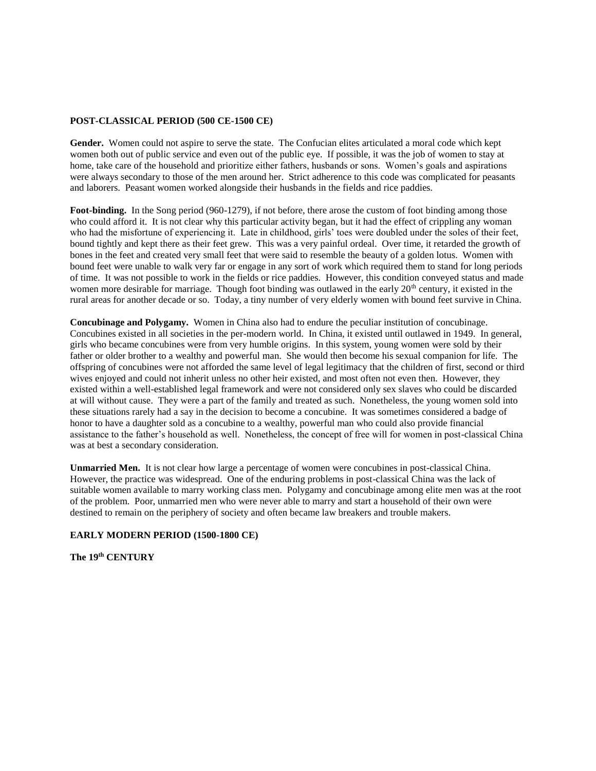**POST-CLASSICAL PERIOD (500 CE-1500 CE)**

**Gender.** Women could not aspire to serve the state. The Confucian elites articulated a moral code which kept women both out of public service and even out of the public eye. If possible, it was the job of women to stay at home, take care of the household and prioritize either fathers, husbands or sons. Women's goals and aspirations were always secondary to those of the men around her. Strict adherence to this code was complicated for peasants and laborers. Peasant women worked alongside their husbands in the fields and rice paddies.

**Foot-binding.** In the Song period (960-1279), if not before, there arose the custom of foot binding among those who could afford it. It is not clear why this particular activity began, but it had the effect of crippling any woman who had the misfortune of experiencing it. Late in childhood, girls' toes were doubled under the soles of their feet, bound tightly and kept there as their feet grew. This was a very painful ordeal. Over time, it retarded the growth of bones in the feet and created very small feet that were said to resemble the beauty of a golden lotus. Women with bound feet were unable to walk very far or engage in any sort of work which required them to stand for long periods of time. It was not possible to work in the fields or rice paddies. However, this condition conveyed status and made women more desirable for marriage. Though foot binding was outlawed in the early 20th century, it existed in the rural areas for another decade or so. Today, a tiny number of very elderly women with bound feet survive in China.

**Concubinage and Polygamy.** Women in China also had to endure the peculiar institution of concubinage. Concubines existed in all societies in the per-modern world. In China, it existed until outlawed in 1949. In general, girls who became concubines were from very humble origins. In this system, young women were sold by their father or older brother to a wealthy and powerful man. She would then become his sexual companion for life. The offspring of concubines were not afforded the same level of legal legitimacy that the children of first, second or third wives enjoyed and could not inherit unless no other heir existed, and most often not even then. However, they existed within a well-established legal framework and were not considered only sex slaves who could be discarded at will without cause. They were a part of the family and treated as such. Nonetheless, the young women sold into these situations rarely had a say in the decision to become a concubine. It was sometimes considered a badge of honor to have a daughter sold as a concubine to a wealthy, powerful man who could also provide financial assistance to the father's household as well. Nonetheless, the concept of free will for women in post-classical China was at best a secondary consideration.

**Unmarried Men.** It is not clear how large a percentage of women were concubines in post-classical China. However, the practice was widespread. One of the enduring problems in post-classical China was the lack of suitable women available to marry working class men. Polygamy and concubinage among elite men was at the root of the problem. Poor, unmarried men who were never able to marry and start a household of their own were destined to remain on the periphery of society and often became law breakers and trouble makers.

**EARLY MODERN PERIOD (1500-1800 CE)**

**The 19th CENTURY**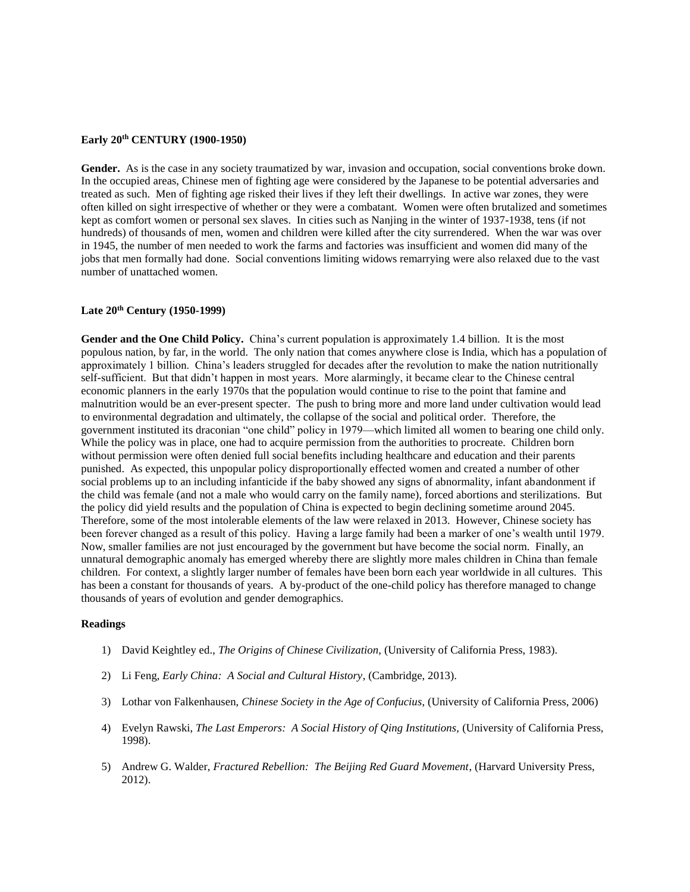### Early 20th CENTURY (1900-1950)

**Gender.** As is the case in any society traumatized by war, invasion and occupation, social conventions broke down. In the occupied areas, Chinese men of fighting age were considered by the Japanese to be potential adversaries and treated as such. Men of fighting age risked their lives if they left their dwellings. In active war zones, they were often killed on sight irrespective of whether or they were a combatant. Women were often brutalized and sometimes kept as comfort women or personal sex slaves. In cities such as Nanjing in the winter of 1937-1938, tens (if not hundreds) of thousands of men, women and children were killed after the city surrendered. When the war was over in 1945, the number of men needed to work the farms and factories was insufficient and women did many of the jobs that men formally had done. Social conventions limiting widows remarrying were also relaxed due to the vast number of unattached women.

### Late 20th Century (1950-1999)

**Gender and the One Child Policy.** China's current population is approximately 1.4 billion. It is the most populous nation, by far, in the world. The only nation that comes anywhere close is India, which has a population of approximately 1 billion. China's leaders struggled for decades after the revolution to make the nation nutritionally self-sufficient. But that didn't happen in most years. More alarmingly, it became clear to the Chinese central economic planners in the early 1970s that the population would continue to rise to the point that famine and malnutrition would be an ever-present specter. The push to bring more and more land under cultivation would lead to environmental degradation and ultimately, the collapse of the social and political order. Therefore, the government instituted its draconian "one child" policy in 1979—which limited all women to bearing one child only. While the policy was in place, one had to acquire permission from the authorities to procreate. Children born without permission were often denied full social benefits including healthcare and education and their parents punished. As expected, this unpopular policy disproportionally effected women and created a number of other social problems up to an including infanticide if the baby showed any signs of abnormality, infant abandonment if the child was female (and not a male who would carry on the family name), forced abortions and sterilizations. But the policy did yield results and the population of China is expected to begin declining sometime around 2045. Therefore, some of the most intolerable elements of the law were relaxed in 2013. However, Chinese society has been forever changed as a result of this policy. Having a large family had been a marker of one's wealth until 1979. Now, smaller families are not just encouraged by the government but have become the social norm. Finally, an unnatural demographic anomaly has emerged whereby there are slightly more males children in China than female children. For context, a slightly larger number of females have been born each year worldwide in all cultures. This has been a constant for thousands of years. A by-product of the one-child policy has therefore managed to change thousands of years of evolution and gender demographics.

**Readings**

1) David Keightley ed., *The Origins of Chinese Civilization,* (University of California Press, 1983).

2) Li Feng, *Early China: A Social and Cultural History*, (Cambridge, 2013).

3) Lothar von Falkenhausen, *Chinese Society in the Age of Confucius,* (University of California Press, 2006)

4) Evelyn Rawski, *The Last Emperors: A Social History of Qing Institutions,* (University of California Press, 1998).

5) Andrew G. Walder, *Fractured Rebellion: The Beijing Red Guard Movement*, (Harvard University Press, 2012).